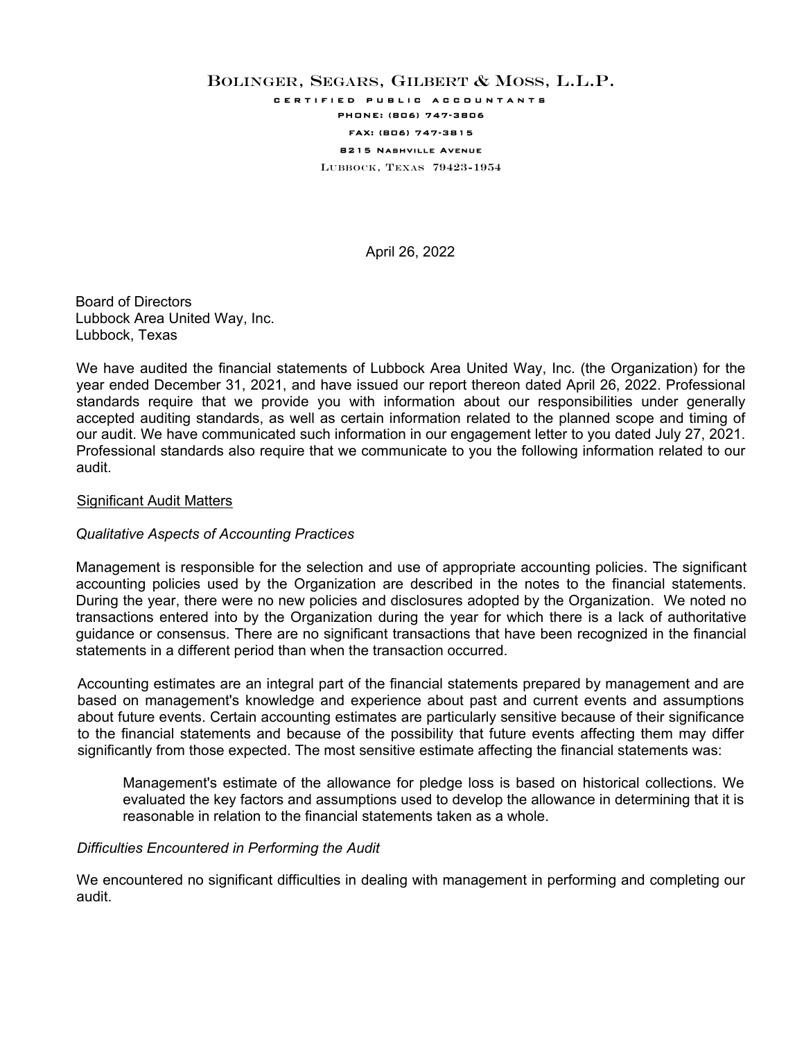BOLINGER, SEGARS, GILBERT & MOSS, L.L.P.

CERTIFIED PUBLIC ACCOUNTANTS

PHONE: (806) 747-3806

FAX: (806) 747-3815

8215 NASHVILLE AVENUE

LUBBOCK, TEXAS 79423-1954

April 26, 2022

Board of Directors
Lubbock Area United Way, Inc.
Lubbock, Texas

We have audited the financial statements of Lubbock Area United Way, Inc. (the Organization) for the year ended December 31, 2021, and have issued our report thereon dated April 26, 2022. Professional standards require that we provide you with information about our responsibilities under generally accepted auditing standards, as well as certain information related to the planned scope and timing of our audit. We have communicated such information in our engagement letter to you dated July 27, 2021. Professional standards also require that we communicate to you the following information related to our audit.

## Significant Audit Matters

### *Qualitative Aspects of Accounting Practices*

Management is responsible for the selection and use of appropriate accounting policies. The significant accounting policies used by the Organization are described in the notes to the financial statements. During the year, there were no new policies and disclosures adopted by the Organization. We noted no transactions entered into by the Organization during the year for which there is a lack of authoritative guidance or consensus. There are no significant transactions that have been recognized in the financial statements in a different period than when the transaction occurred.

Accounting estimates are an integral part of the financial statements prepared by management and are based on management's knowledge and experience about past and current events and assumptions about future events. Certain accounting estimates are particularly sensitive because of their significance to the financial statements and because of the possibility that future events affecting them may differ significantly from those expected. The most sensitive estimate affecting the financial statements was:

> Management's estimate of the allowance for pledge loss is based on historical collections. We evaluated the key factors and assumptions used to develop the allowance in determining that it is reasonable in relation to the financial statements taken as a whole.

### *Difficulties Encountered in Performing the Audit*

We encountered no significant difficulties in dealing with management in performing and completing our audit.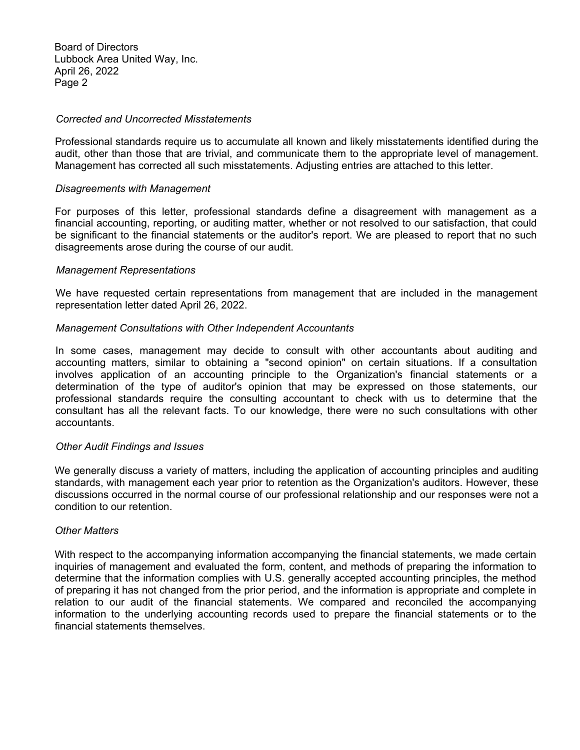Board of Directors
Lubbock Area United Way, Inc.
April 26, 2022
Page 2

*Corrected and Uncorrected Misstatements*

Professional standards require us to accumulate all known and likely misstatements identified during the audit, other than those that are trivial, and communicate them to the appropriate level of management. Management has corrected all such misstatements. Adjusting entries are attached to this letter.

*Disagreements with Management*

For purposes of this letter, professional standards define a disagreement with management as a financial accounting, reporting, or auditing matter, whether or not resolved to our satisfaction, that could be significant to the financial statements or the auditor's report. We are pleased to report that no such disagreements arose during the course of our audit.

*Management Representations*

We have requested certain representations from management that are included in the management representation letter dated April 26, 2022.

*Management Consultations with Other Independent Accountants*

In some cases, management may decide to consult with other accountants about auditing and accounting matters, similar to obtaining a "second opinion" on certain situations. If a consultation involves application of an accounting principle to the Organization's financial statements or a determination of the type of auditor's opinion that may be expressed on those statements, our professional standards require the consulting accountant to check with us to determine that the consultant has all the relevant facts. To our knowledge, there were no such consultations with other accountants.

*Other Audit Findings and Issues*

We generally discuss a variety of matters, including the application of accounting principles and auditing standards, with management each year prior to retention as the Organization's auditors. However, these discussions occurred in the normal course of our professional relationship and our responses were not a condition to our retention.

*Other Matters*

With respect to the accompanying information accompanying the financial statements, we made certain inquiries of management and evaluated the form, content, and methods of preparing the information to determine that the information complies with U.S. generally accepted accounting principles, the method of preparing it has not changed from the prior period, and the information is appropriate and complete in relation to our audit of the financial statements. We compared and reconciled the accompanying information to the underlying accounting records used to prepare the financial statements or to the financial statements themselves.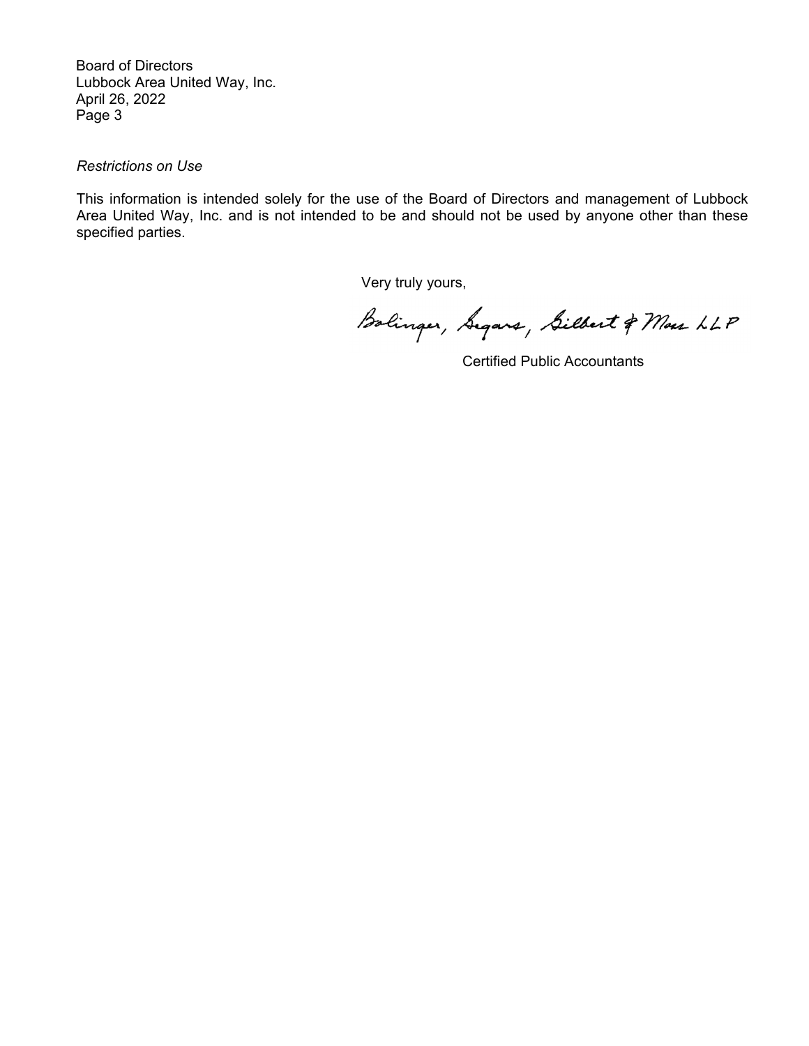*Restrictions on Use*

This information is intended solely for the use of the Board of Directors and management of Lubbock Area United Way, Inc. and is not intended to be and should not be used by anyone other than these specified parties.

Very truly yours,

Bolinger, Segars, Gilbert & Moss LLP

Certified Public Accountants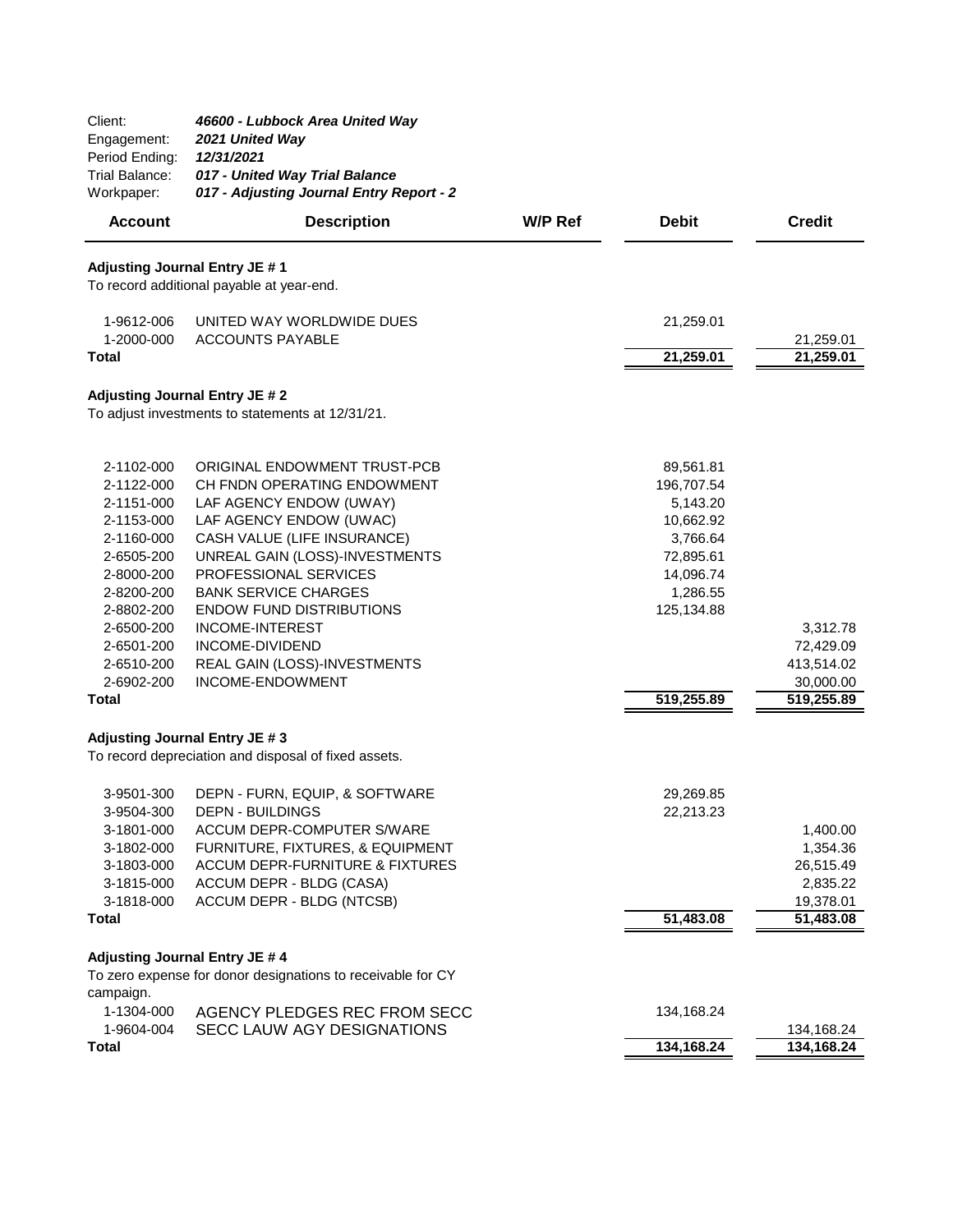Client: ***46600 - Lubbock Area United Way***
Engagement: ***2021 United Way***
Period Ending: ***12/31/2021***
Trial Balance: ***017 - United Way Trial Balance***
Workpaper: ***017 - Adjusting Journal Entry Report - 2***

| Account | Description | W/P Ref | Debit | Credit |
|---|---|---|---|---|
| **Adjusting Journal Entry JE # 1** | | | | |
| To record additional payable at year-end. | | | | |
| 1-9612-006 | UNITED WAY WORLDWIDE DUES | | 21,259.01 | |
| 1-2000-000 | ACCOUNTS PAYABLE | | | 21,259.01 |
| **Total** | | | **21,259.01** | **21,259.01** |
| **Adjusting Journal Entry JE # 2** | | | | |
| To adjust investments to statements at 12/31/21. | | | | |
| 2-1102-000 | ORIGINAL ENDOWMENT TRUST-PCB | | 89,561.81 | |
| 2-1122-000 | CH FNDN OPERATING ENDOWMENT | | 196,707.54 | |
| 2-1151-000 | LAF AGENCY ENDOW (UWAY) | | 5,143.20 | |
| 2-1153-000 | LAF AGENCY ENDOW (UWAC) | | 10,662.92 | |
| 2-1160-000 | CASH VALUE (LIFE INSURANCE) | | 3,766.64 | |
| 2-6505-200 | UNREAL GAIN (LOSS)-INVESTMENTS | | 72,895.61 | |
| 2-8000-200 | PROFESSIONAL SERVICES | | 14,096.74 | |
| 2-8200-200 | BANK SERVICE CHARGES | | 1,286.55 | |
| 2-8802-200 | ENDOW FUND DISTRIBUTIONS | | 125,134.88 | |
| 2-6500-200 | INCOME-INTEREST | | | 3,312.78 |
| 2-6501-200 | INCOME-DIVIDEND | | | 72,429.09 |
| 2-6510-200 | REAL GAIN (LOSS)-INVESTMENTS | | | 413,514.02 |
| 2-6902-200 | INCOME-ENDOWMENT | | | 30,000.00 |
| **Total** | | | **519,255.89** | **519,255.89** |
| **Adjusting Journal Entry JE # 3** | | | | |
| To record depreciation and disposal of fixed assets. | | | | |
| 3-9501-300 | DEPN - FURN, EQUIP, & SOFTWARE | | 29,269.85 | |
| 3-9504-300 | DEPN - BUILDINGS | | 22,213.23 | |
| 3-1801-000 | ACCUM DEPR-COMPUTER S/WARE | | | 1,400.00 |
| 3-1802-000 | FURNITURE, FIXTURES, & EQUIPMENT | | | 1,354.36 |
| 3-1803-000 | ACCUM DEPR-FURNITURE & FIXTURES | | | 26,515.49 |
| 3-1815-000 | ACCUM DEPR - BLDG (CASA) | | | 2,835.22 |
| 3-1818-000 | ACCUM DEPR - BLDG (NTCSB) | | | 19,378.01 |
| **Total** | | | **51,483.08** | **51,483.08** |
| **Adjusting Journal Entry JE # 4** | | | | |
| To zero expense for donor designations to receivable for CY campaign. | | | | |
| 1-1304-000 | AGENCY PLEDGES REC FROM SECC | | 134,168.24 | |
| 1-9604-004 | SECC LAUW AGY DESIGNATIONS | | | 134,168.24 |
| **Total** | | | **134,168.24** | **134,168.24** |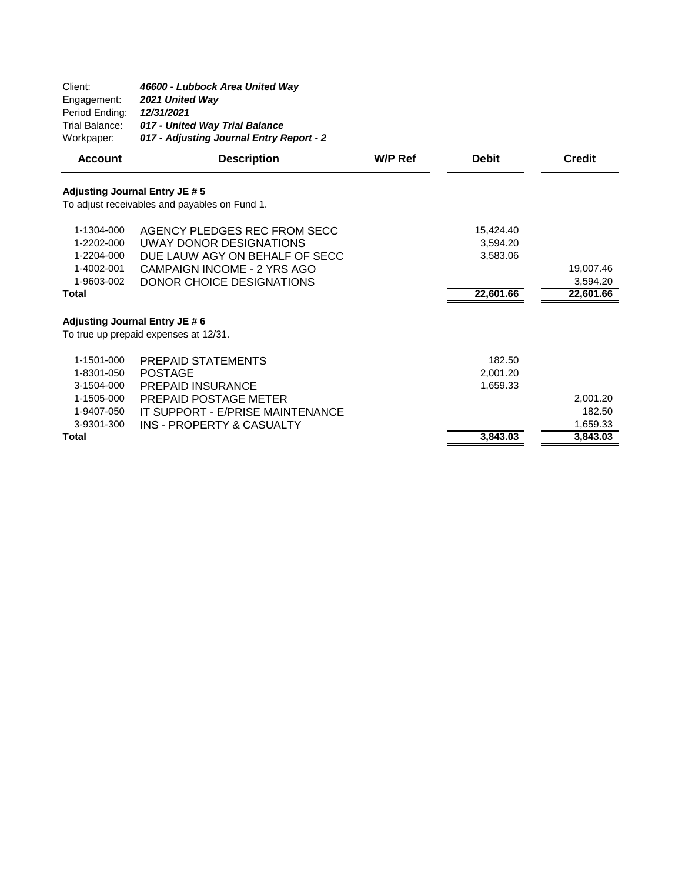Client: ***46600 - Lubbock Area United Way***
Engagement: ***2021 United Way***
Period Ending: ***12/31/2021***
Trial Balance: ***017 - United Way Trial Balance***
Workpaper: ***017 - Adjusting Journal Entry Report - 2***

| Account | Description | W/P Ref | Debit | Credit |
|---|---|---|---|---|
| **Adjusting Journal Entry JE # 5** | | | | |
| To adjust receivables and payables on Fund 1. | | | | |
| 1-1304-000 | AGENCY PLEDGES REC FROM SECC | | 15,424.40 | |
| 1-2202-000 | UWAY DONOR DESIGNATIONS | | 3,594.20 | |
| 1-2204-000 | DUE LAUW AGY ON BEHALF OF SECC | | 3,583.06 | |
| 1-4002-001 | CAMPAIGN INCOME - 2 YRS AGO | | | 19,007.46 |
| 1-9603-002 | DONOR CHOICE DESIGNATIONS | | | 3,594.20 |
| **Total** | | | **22,601.66** | **22,601.66** |
| **Adjusting Journal Entry JE # 6** | | | | |
| To true up prepaid expenses at 12/31. | | | | |
| 1-1501-000 | PREPAID STATEMENTS | | 182.50 | |
| 1-8301-050 | POSTAGE | | 2,001.20 | |
| 3-1504-000 | PREPAID INSURANCE | | 1,659.33 | |
| 1-1505-000 | PREPAID POSTAGE METER | | | 2,001.20 |
| 1-9407-050 | IT SUPPORT - E/PRISE MAINTENANCE | | | 182.50 |
| 3-9301-300 | INS - PROPERTY & CASUALTY | | | 1,659.33 |
| **Total** | | | **3,843.03** | **3,843.03** |